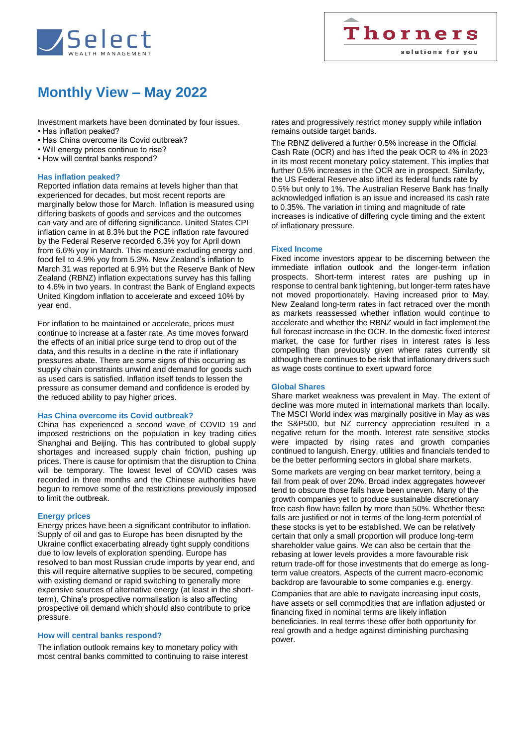Select WEALTH MANAGEMENT

Thorners solutions for you

# Monthly View – May 2022

Investment markets have been dominated by four issues.

- Has inflation peaked?
- Has China overcome its Covid outbreak?
- Will energy prices continue to rise?
- How will central banks respond?

## Has inflation peaked?

Reported inflation data remains at levels higher than that experienced for decades, but most recent reports are marginally below those for March. Inflation is measured using differing baskets of goods and services and the outcomes can vary and are of differing significance. United States CPI inflation came in at 8.3% but the PCE inflation rate favoured by the Federal Reserve recorded 6.3% yoy for April down from 6.6% yoy in March. This measure excluding energy and food fell to 4.9% yoy from 5.3%. New Zealand's inflation to March 31 was reported at 6.9% but the Reserve Bank of New Zealand (RBNZ) inflation expectations survey has this falling to 4.6% in two years. In contrast the Bank of England expects United Kingdom inflation to accelerate and exceed 10% by year end.

For inflation to be maintained or accelerate, prices must continue to increase at a faster rate. As time moves forward the effects of an initial price surge tend to drop out of the data, and this results in a decline in the rate if inflationary pressures abate. There are some signs of this occurring as supply chain constraints unwind and demand for goods such as used cars is satisfied. Inflation itself tends to lessen the pressure as consumer demand and confidence is eroded by the reduced ability to pay higher prices.

## Has China overcome its Covid outbreak?

China has experienced a second wave of COVID 19 and imposed restrictions on the population in key trading cities Shanghai and Beijing. This has contributed to global supply shortages and increased supply chain friction, pushing up prices. There is cause for optimism that the disruption to China will be temporary. The lowest level of COVID cases was recorded in three months and the Chinese authorities have begun to remove some of the restrictions previously imposed to limit the outbreak.

## Energy prices

Energy prices have been a significant contributor to inflation. Supply of oil and gas to Europe has been disrupted by the Ukraine conflict exacerbating already tight supply conditions due to low levels of exploration spending. Europe has resolved to ban most Russian crude imports by year end, and this will require alternative supplies to be secured, competing with existing demand or rapid switching to generally more expensive sources of alternative energy (at least in the short-term). China's prospective normalisation is also affecting prospective oil demand which should also contribute to price pressure.

## How will central banks respond?

The inflation outlook remains key to monetary policy with most central banks committed to continuing to raise interest rates and progressively restrict money supply while inflation remains outside target bands.

The RBNZ delivered a further 0.5% increase in the Official Cash Rate (OCR) and has lifted the peak OCR to 4% in 2023 in its most recent monetary policy statement. This implies that further 0.5% increases in the OCR are in prospect. Similarly, the US Federal Reserve also lifted its federal funds rate by 0.5% but only to 1%. The Australian Reserve Bank has finally acknowledged inflation is an issue and increased its cash rate to 0.35%. The variation in timing and magnitude of rate increases is indicative of differing cycle timing and the extent of inflationary pressure.

## Fixed Income

Fixed income investors appear to be discerning between the immediate inflation outlook and the longer-term inflation prospects. Short-term interest rates are pushing up in response to central bank tightening, but longer-term rates have not moved proportionately. Having increased prior to May, New Zealand long-term rates in fact retraced over the month as markets reassessed whether inflation would continue to accelerate and whether the RBNZ would in fact implement the full forecast increase in the OCR. In the domestic fixed interest market, the case for further rises in interest rates is less compelling than previously given where rates currently sit although there continues to be risk that inflationary drivers such as wage costs continue to exert upward force

## Global Shares

Share market weakness was prevalent in May. The extent of decline was more muted in international markets than locally. The MSCI World index was marginally positive in May as was the S&P500, but NZ currency appreciation resulted in a negative return for the month. Interest rate sensitive stocks were impacted by rising rates and growth companies continued to languish. Energy, utilities and financials tended to be the better performing sectors in global share markets.

Some markets are verging on bear market territory, being a fall from peak of over 20%. Broad index aggregates however tend to obscure those falls have been uneven. Many of the growth companies yet to produce sustainable discretionary free cash flow have fallen by more than 50%. Whether these falls are justified or not in terms of the long-term potential of these stocks is yet to be established. We can be relatively certain that only a small proportion will produce long-term shareholder value gains. We can also be certain that the rebasing at lower levels provides a more favourable risk return trade-off for those investments that do emerge as long-term value creators. Aspects of the current macro-economic backdrop are favourable to some companies e.g. energy.

Companies that are able to navigate increasing input costs, have assets or sell commodities that are inflation adjusted or financing fixed in nominal terms are likely inflation beneficiaries. In real terms these offer both opportunity for real growth and a hedge against diminishing purchasing power.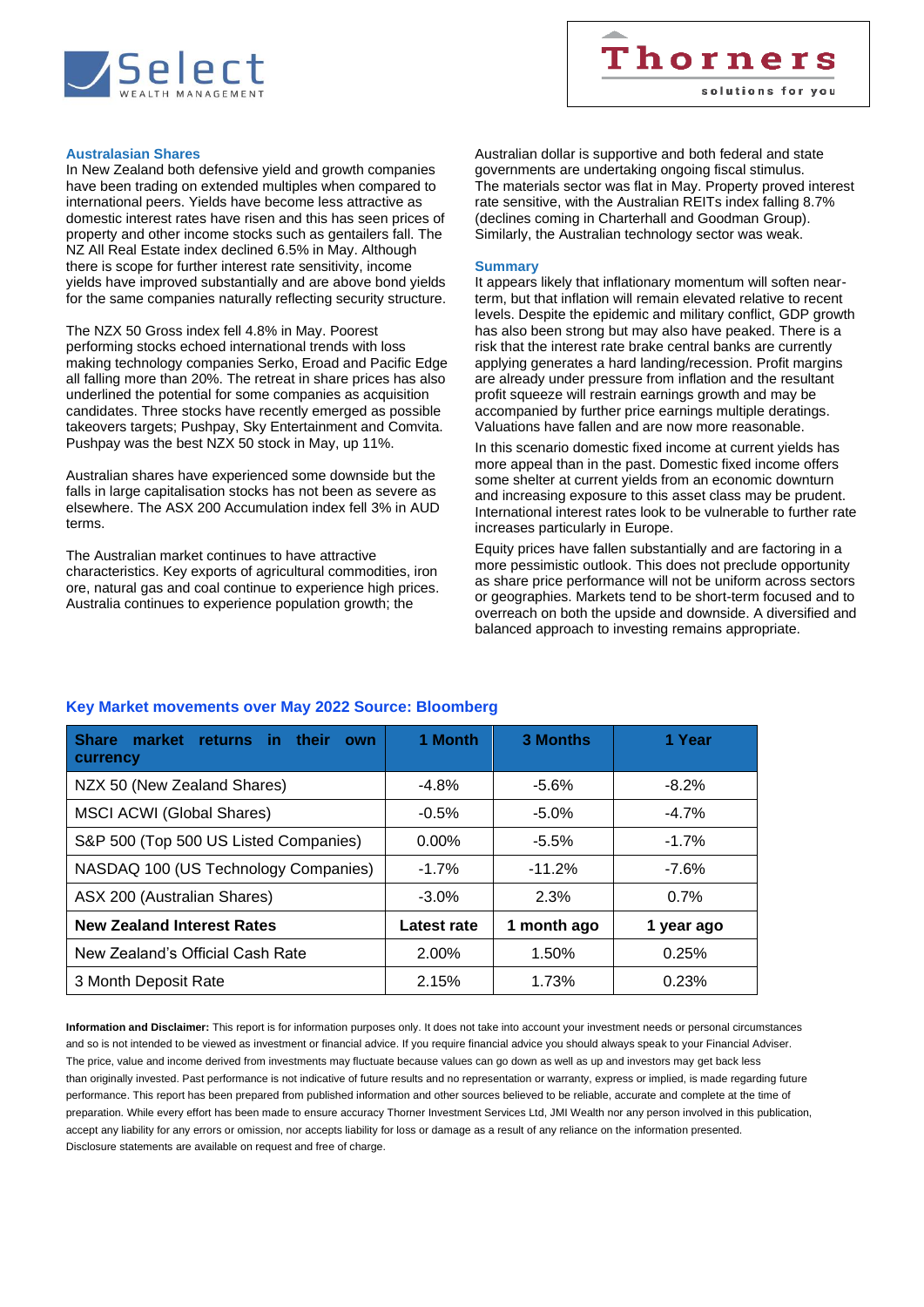### Australasian Shares

In New Zealand both defensive yield and growth companies have been trading on extended multiples when compared to international peers. Yields have become less attractive as domestic interest rates have risen and this has seen prices of property and other income stocks such as gentailers fall. The NZ All Real Estate index declined 6.5% in May. Although there is scope for further interest rate sensitivity, income yields have improved substantially and are above bond yields for the same companies naturally reflecting security structure.

The NZX 50 Gross index fell 4.8% in May. Poorest performing stocks echoed international trends with loss making technology companies Serko, Eroad and Pacific Edge all falling more than 20%. The retreat in share prices has also underlined the potential for some companies as acquisition candidates. Three stocks have recently emerged as possible takeovers targets; Pushpay, Sky Entertainment and Comvita. Pushpay was the best NZX 50 stock in May, up 11%.

Australian shares have experienced some downside but the falls in large capitalisation stocks has not been as severe as elsewhere. The ASX 200 Accumulation index fell 3% in AUD terms.

The Australian market continues to have attractive characteristics. Key exports of agricultural commodities, iron ore, natural gas and coal continue to experience high prices. Australia continues to experience population growth; the Australian dollar is supportive and both federal and state governments are undertaking ongoing fiscal stimulus. The materials sector was flat in May. Property proved interest rate sensitive, with the Australian REITs index falling 8.7% (declines coming in Charterhall and Goodman Group). Similarly, the Australian technology sector was weak.

### Summary

It appears likely that inflationary momentum will soften near-term, but that inflation will remain elevated relative to recent levels. Despite the epidemic and military conflict, GDP growth has also been strong but may also have peaked. There is a risk that the interest rate brake central banks are currently applying generates a hard landing/recession. Profit margins are already under pressure from inflation and the resultant profit squeeze will restrain earnings growth and may be accompanied by further price earnings multiple deratings. Valuations have fallen and are now more reasonable.

In this scenario domestic fixed income at current yields has more appeal than in the past. Domestic fixed income offers some shelter at current yields from an economic downturn and increasing exposure to this asset class may be prudent. International interest rates look to be vulnerable to further rate increases particularly in Europe.

Equity prices have fallen substantially and are factoring in a more pessimistic outlook. This does not preclude opportunity as share price performance will not be uniform across sectors or geographies. Markets tend to be short-term focused and to overreach on both the upside and downside. A diversified and balanced approach to investing remains appropriate.

### Key Market movements over May 2022 Source: Bloomberg

| Share market returns in their own currency | 1 Month | 3 Months | 1 Year |
|---|---|---|---|
| NZX 50 (New Zealand Shares) | -4.8% | -5.6% | -8.2% |
| MSCI ACWI (Global Shares) | -0.5% | -5.0% | -4.7% |
| S&P 500 (Top 500 US Listed Companies) | 0.00% | -5.5% | -1.7% |
| NASDAQ 100 (US Technology Companies) | -1.7% | -11.2% | -7.6% |
| ASX 200 (Australian Shares) | -3.0% | 2.3% | 0.7% |
| **New Zealand Interest Rates** | **Latest rate** | **1 month ago** | **1 year ago** |
| New Zealand's Official Cash Rate | 2.00% | 1.50% | 0.25% |
| 3 Month Deposit Rate | 2.15% | 1.73% | 0.23% |

**Information and Disclaimer:** This report is for information purposes only. It does not take into account your investment needs or personal circumstances and so is not intended to be viewed as investment or financial advice. If you require financial advice you should always speak to your Financial Adviser. The price, value and income derived from investments may fluctuate because values can go down as well as up and investors may get back less than originally invested. Past performance is not indicative of future results and no representation or warranty, express or implied, is made regarding future performance. This report has been prepared from published information and other sources believed to be reliable, accurate and complete at the time of preparation. While every effort has been made to ensure accuracy Thorner Investment Services Ltd, JMI Wealth nor any person involved in this publication, accept any liability for any errors or omission, nor accepts liability for loss or damage as a result of any reliance on the information presented. Disclosure statements are available on request and free of charge.